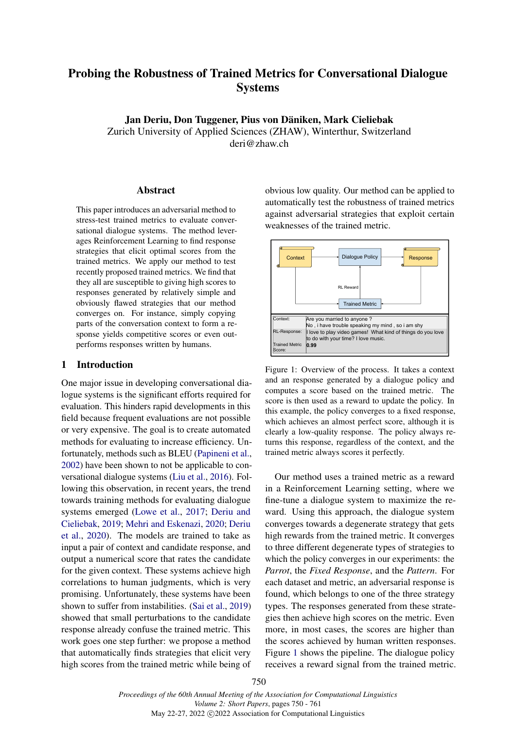# Probing the Robustness of Trained Metrics for Conversational Dialogue Systems

**Jan Deriu, Don Tuggener, Pius von Däniken, Mark Cieliebak**
Zurich University of Applied Sciences (ZHAW), Winterthur, Switzerland
deri@zhaw.ch

## Abstract

This paper introduces an adversarial method to stress-test trained metrics to evaluate conversational dialogue systems. The method leverages Reinforcement Learning to find response strategies that elicit optimal scores from the trained metrics. We apply our method to test recently proposed trained metrics. We find that they all are susceptible to giving high scores to responses generated by relatively simple and obviously flawed strategies that our method converges on. For instance, simply copying parts of the conversation context to form a response yields competitive scores or even outperforms responses written by humans.

## 1 Introduction

One major issue in developing conversational dialogue systems is the significant efforts required for evaluation. This hinders rapid developments in this field because frequent evaluations are not possible or very expensive. The goal is to create automated methods for evaluating to increase efficiency. Unfortunately, methods such as BLEU (Papineni et al., 2002) have been shown to not be applicable to conversational dialogue systems (Liu et al., 2016). Following this observation, in recent years, the trend towards training methods for evaluating dialogue systems emerged (Lowe et al., 2017; Deriu and Cieliebak, 2019; Mehri and Eskenazi, 2020; Deriu et al., 2020). The models are trained to take as input a pair of context and candidate response, and output a numerical score that rates the candidate for the given context. These systems achieve high correlations to human judgments, which is very promising. Unfortunately, these systems have been shown to suffer from instabilities. (Sai et al., 2019) showed that small perturbations to the candidate response already confuse the trained metric. This work goes one step further: we propose a method that automatically finds strategies that elicit very high scores from the trained metric while being of obvious low quality. Our method can be applied to automatically test the robustness of trained metrics against adversarial strategies that exploit certain weaknesses of the trained metric.

| | |
|---|---|
| Context: | Are you married to anyone ?<br>No , i have trouble speaking my mind , so i am shy |
| RL-Response: | I love to play video games! What kind of things do you love to do with your time? I love music. |
| Trained Metric Score: | **0.99** |

Figure 1: Overview of the process. It takes a context and an response generated by a dialogue policy and computes a score based on the trained metric. The score is then used as a reward to update the policy. In this example, the policy converges to a fixed response, which achieves an almost perfect score, although it is clearly a low-quality response. The policy always returns this response, regardless of the context, and the trained metric always scores it perfectly.

Our method uses a trained metric as a reward in a Reinforcement Learning setting, where we fine-tune a dialogue system to maximize the reward. Using this approach, the dialogue system converges towards a degenerate strategy that gets high rewards from the trained metric. It converges to three different degenerate types of strategies to which the policy converges in our experiments: the *Parrot*, the *Fixed Response*, and the *Pattern*. For each dataset and metric, an adversarial response is found, which belongs to one of the three strategy types. The responses generated from these strategies then achieve high scores on the metric. Even more, in most cases, the scores achieved by human written responses. Figure 1 shows the pipeline. The dialogue policy receives a reward signal from the trained metric.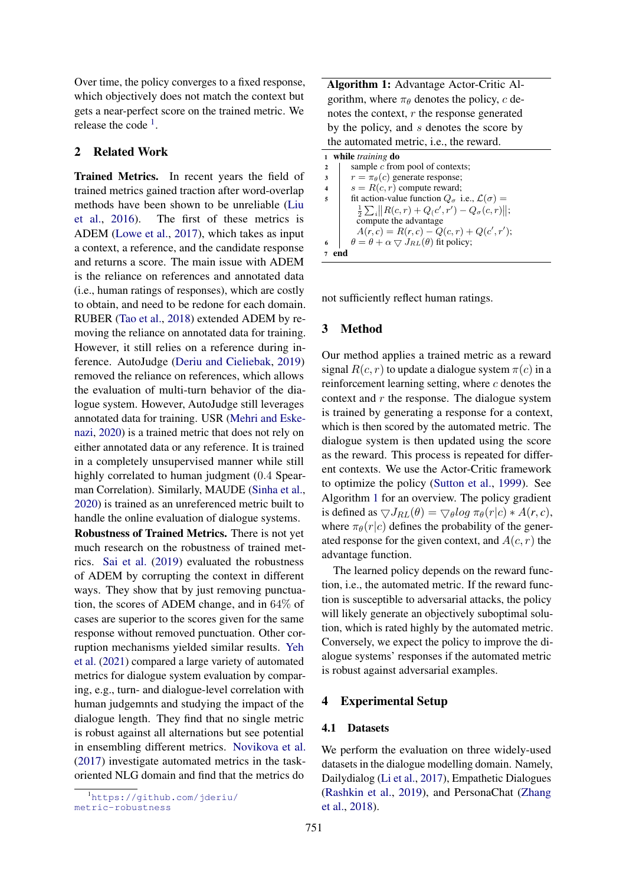Over time, the policy converges to a fixed response, which objectively does not match the context but gets a near-perfect score on the trained metric. We release the code [1].

## 2 Related Work

**Trained Metrics.** In recent years the field of trained metrics gained traction after word-overlap methods have been shown to be unreliable (Liu et al., 2016). The first of these metrics is ADEM (Lowe et al., 2017), which takes as input a context, a reference, and the candidate response and returns a score. The main issue with ADEM is the reliance on references and annotated data (i.e., human ratings of responses), which are costly to obtain, and need to be redone for each domain. RUBER (Tao et al., 2018) extended ADEM by removing the reliance on annotated data for training. However, it still relies on a reference during inference. AutoJudge (Deriu and Cieliebak, 2019) removed the reliance on references, which allows the evaluation of multi-turn behavior of the dialogue system. However, AutoJudge still leverages annotated data for training. USR (Mehri and Eskenazi, 2020) is a trained metric that does not rely on either annotated data or any reference. It is trained in a completely unsupervised manner while still highly correlated to human judgment (0.4 Spearman Correlation). Similarly, MAUDE (Sinha et al., 2020) is trained as an unreferenced metric built to handle the online evaluation of dialogue systems.

**Robustness of Trained Metrics.** There is not yet much research on the robustness of trained metrics. Sai et al. (2019) evaluated the robustness of ADEM by corrupting the context in different ways. They show that by just removing punctuation, the scores of ADEM change, and in 64% of cases are superior to the scores given for the same response without removed punctuation. Other corruption mechanisms yielded similar results. Yeh et al. (2021) compared a large variety of automated metrics for dialogue system evaluation by comparing, e.g., turn- and dialogue-level correlation with human judgemnts and studying the impact of the dialogue length. They find that no single metric is robust against all alternations but see potential in ensembling different metrics. Novikova et al. (2017) investigate automated metrics in the task-oriented NLG domain and find that the metrics do not sufficiently reflect human ratings.

[1] https://github.com/jderiu/metric-robustness

**Algorithm 1:** Advantage Actor-Critic Algorithm, where $\pi_\theta$ denotes the policy, $c$ denotes the context, $r$ the response generated by the policy, and $s$ denotes the score by the automated metric, i.e., the reward.

```
1 while training do
2     sample c from pool of contexts;
3     r = π_θ(c) generate response;
4     s = R(c, r) compute reward;
5     fit action-value function Q_σ i.e., L(σ) =
      1/2 Σ_i ||R(c, r) + Q(c′, r′) − Q_σ(c, r)||;
      compute the advantage
      A(r, c) = R(r, c) − Q(c, r) + Q(c′, r′);
6     θ = θ + α ▽ J_RL(θ) fit policy;
7 end
```

## 3 Method

Our method applies a trained metric as a reward signal $R(c, r)$ to update a dialogue system $\pi(c)$ in a reinforcement learning setting, where $c$ denotes the context and $r$ the response. The dialogue system is trained by generating a response for a context, which is then scored by the automated metric. The dialogue system is then updated using the score as the reward. This process is repeated for different contexts. We use the Actor-Critic framework to optimize the policy (Sutton et al., 1999). See Algorithm 1 for an overview. The policy gradient is defined as $\bigtriangledown J_{RL}(\theta) = \bigtriangledown_\theta log\ \pi_\theta(r|c) * A(r, c)$, where $\pi_\theta(r|c)$ defines the probability of the generated response for the given context, and $A(c, r)$ the advantage function.

The learned policy depends on the reward function, i.e., the automated metric. If the reward function is susceptible to adversarial attacks, the policy will likely generate an objectively suboptimal solution, which is rated highly by the automated metric. Conversely, we expect the policy to improve the dialogue systems' responses if the automated metric is robust against adversarial examples.

## 4 Experimental Setup

### 4.1 Datasets

We perform the evaluation on three widely-used datasets in the dialogue modelling domain. Namely, Dailydialog (Li et al., 2017), Empathetic Dialogues (Rashkin et al., 2019), and PersonaChat (Zhang et al., 2018).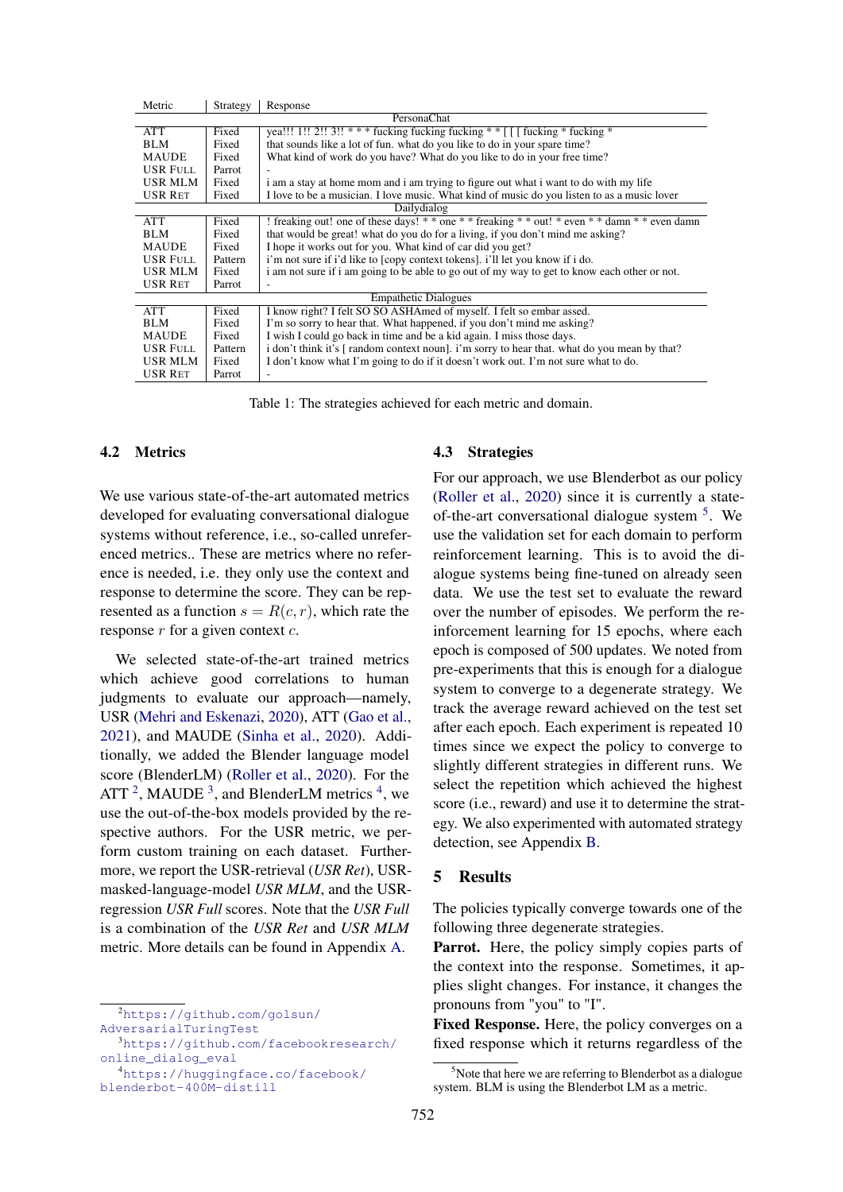| Metric | Strategy | Response |
|---|---|---|
| PersonaChat | | |
| ATT | Fixed | yea!!! 1!! 2!! 3!! * * * fucking fucking fucking * * [ [ [ fucking * fucking * |
| BLM | Fixed | that sounds like a lot of fun. what do you like to do in your spare time? |
| MAUDE | Fixed | What kind of work do you have? What do you like to do in your free time? |
| USR FULL | Parrot | - |
| USR MLM | Fixed | i am a stay at home mom and i am trying to figure out what i want to do with my life |
| USR RET | Fixed | I love to be a musician. I love music. What kind of music do you listen to as a music lover |
| Dailydialog | | |
| ATT | Fixed | ! freaking out! one of these days! * * one * * freaking * * out! * even * * damn * * even damn |
| BLM | Fixed | that would be great! what do you do for a living, if you don't mind me asking? |
| MAUDE | Fixed | I hope it works out for you. What kind of car did you get? |
| USR FULL | Pattern | i'm not sure if i'd like to [copy context tokens]. i'll let you know if i do. |
| USR MLM | Fixed | i am not sure if i am going to be able to go out of my way to get to know each other or not. |
| USR RET | Parrot | - |
| Empathetic Dialogues | | |
| ATT | Fixed | I know right? I felt SO SO ASHAmed of myself. I felt so embar assed. |
| BLM | Fixed | I'm so sorry to hear that. What happened, if you don't mind me asking? |
| MAUDE | Fixed | I wish I could go back in time and be a kid again. I miss those days. |
| USR FULL | Pattern | i don't think it's [ random context noun]. i'm sorry to hear that. what do you mean by that? |
| USR MLM | Fixed | I don't know what I'm going to do if it doesn't work out. I'm not sure what to do. |
| USR RET | Parrot | - |

Table 1: The strategies achieved for each metric and domain.

### 4.2 Metrics

We use various state-of-the-art automated metrics developed for evaluating conversational dialogue systems without reference, i.e., so-called unreferenced metrics.. These are metrics where no reference is needed, i.e. they only use the context and response to determine the score. They can be represented as a function $s = R(c, r)$, which rate the response $r$ for a given context $c$.

We selected state-of-the-art trained metrics which achieve good correlations to human judgments to evaluate our approach—namely, USR (Mehri and Eskenazi, 2020), ATT (Gao et al., 2021), and MAUDE (Sinha et al., 2020). Additionally, we added the Blender language model score (BlenderLM) (Roller et al., 2020). For the ATT [2], MAUDE [3], and BlenderLM metrics [4], we use the out-of-the-box models provided by the respective authors. For the USR metric, we perform custom training on each dataset. Furthermore, we report the USR-retrieval (*USR Ret*), USR-masked-language-model *USR MLM*, and the USR-regression *USR Full* scores. Note that the *USR Full* is a combination of the *USR Ret* and *USR MLM* metric. More details can be found in Appendix A.

### 4.3 Strategies

For our approach, we use Blenderbot as our policy (Roller et al., 2020) since it is currently a state-of-the-art conversational dialogue system [5]. We use the validation set for each domain to perform reinforcement learning. This is to avoid the dialogue systems being fine-tuned on already seen data. We use the test set to evaluate the reward over the number of episodes. We perform the reinforcement learning for 15 epochs, where each epoch is composed of 500 updates. We noted from pre-experiments that this is enough for a dialogue system to converge to a degenerate strategy. We track the average reward achieved on the test set after each epoch. Each experiment is repeated 10 times since we expect the policy to converge to slightly different strategies in different runs. We select the repetition which achieved the highest score (i.e., reward) and use it to determine the strategy. We also experimented with automated strategy detection, see Appendix B.

## 5 Results

The policies typically converge towards one of the following three degenerate strategies.

**Parrot.** Here, the policy simply copies parts of the context into the response. Sometimes, it applies slight changes. For instance, it changes the pronouns from "you" to "I".

**Fixed Response.** Here, the policy converges on a fixed response which it returns regardless of the

[2] https://github.com/golsun/AdversarialTuringTest

[3] https://github.com/facebookresearch/online_dialog_eval

[4] https://huggingface.co/facebook/blenderbot-400M-distill

[5] Note that here we are referring to Blenderbot as a dialogue system. BLM is using the Blenderbot LM as a metric.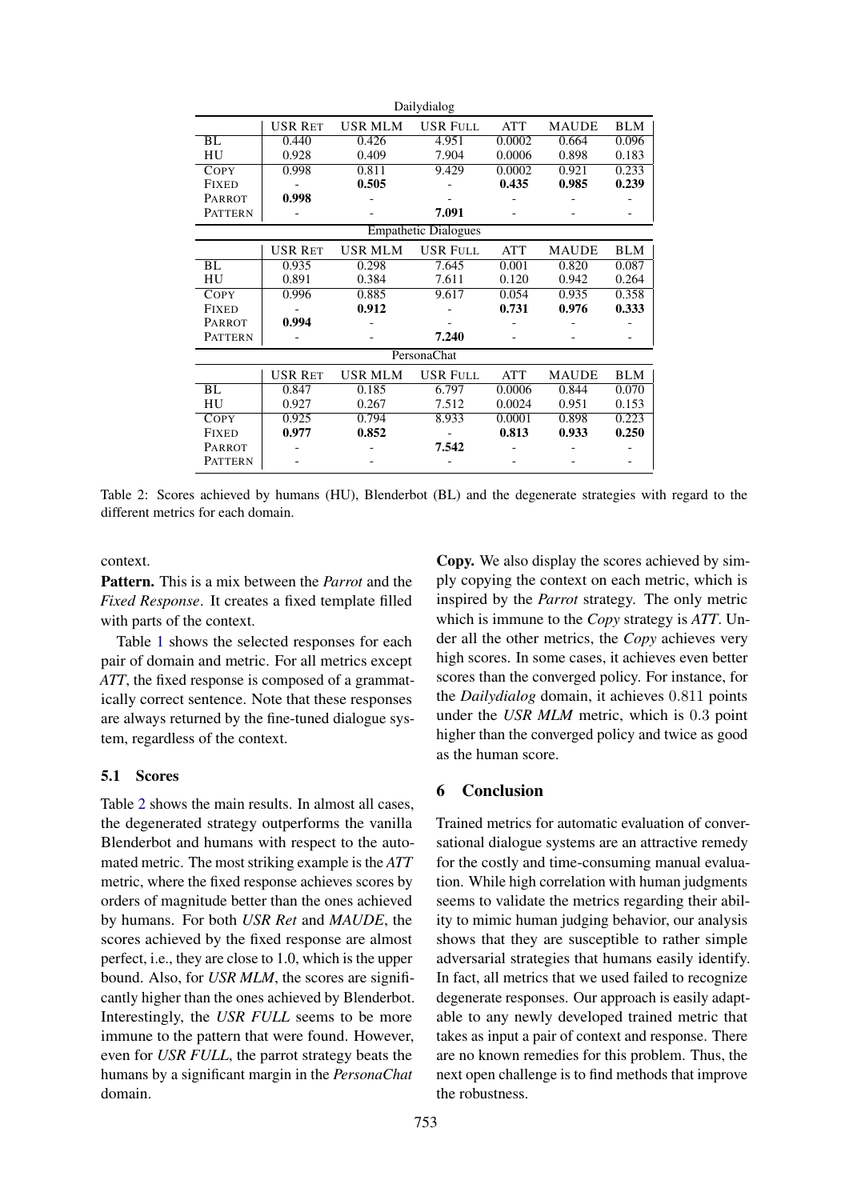| Dailydialog | | | | | | |
|---|---|---|---|---|---|---|
| | USR RET | USR MLM | USR FULL | ATT | MAUDE | BLM |
| BL | 0.440 | 0.426 | 4.951 | 0.0002 | 0.664 | 0.096 |
| HU | 0.928 | 0.409 | 7.904 | 0.0006 | 0.898 | 0.183 |
| COPY | 0.998 | 0.811 | 9.429 | 0.0002 | 0.921 | 0.233 |
| FIXED | - | **0.505** | - | **0.435** | **0.985** | **0.239** |
| PARROT | **0.998** | - | - | - | - | - |
| PATTERN | - | - | **7.091** | - | - | - |
| Empathetic Dialogues | | | | | | |
| | USR RET | USR MLM | USR FULL | ATT | MAUDE | BLM |
| BL | 0.935 | 0.298 | 7.645 | 0.001 | 0.820 | 0.087 |
| HU | 0.891 | 0.384 | 7.611 | 0.120 | 0.942 | 0.264 |
| COPY | 0.996 | 0.885 | 9.617 | 0.054 | 0.935 | 0.358 |
| FIXED | - | **0.912** | - | **0.731** | **0.976** | **0.333** |
| PARROT | **0.994** | - | - | - | - | - |
| PATTERN | - | - | **7.240** | - | - | - |
| PersonaChat | | | | | | |
| | USR RET | USR MLM | USR FULL | ATT | MAUDE | BLM |
| BL | 0.847 | 0.185 | 6.797 | 0.0006 | 0.844 | 0.070 |
| HU | 0.927 | 0.267 | 7.512 | 0.0024 | 0.951 | 0.153 |
| COPY | 0.925 | 0.794 | 8.933 | 0.0001 | 0.898 | 0.223 |
| FIXED | **0.977** | **0.852** | - | **0.813** | **0.933** | **0.250** |
| PARROT | - | - | **7.542** | - | - | - |
| PATTERN | - | - | - | - | - | - |

Table 2: Scores achieved by humans (HU), Blenderbot (BL) and the degenerate strategies with regard to the different metrics for each domain.

context.

**Pattern.** This is a mix between the *Parrot* and the *Fixed Response*. It creates a fixed template filled with parts of the context.

Table 1 shows the selected responses for each pair of domain and metric. For all metrics except *ATT*, the fixed response is composed of a grammatically correct sentence. Note that these responses are always returned by the fine-tuned dialogue system, regardless of the context.

### 5.1 Scores

Table 2 shows the main results. In almost all cases, the degenerated strategy outperforms the vanilla Blenderbot and humans with respect to the automated metric. The most striking example is the *ATT* metric, where the fixed response achieves scores by orders of magnitude better than the ones achieved by humans. For both *USR Ret* and *MAUDE*, the scores achieved by the fixed response are almost perfect, i.e., they are close to 1.0, which is the upper bound. Also, for *USR MLM*, the scores are significantly higher than the ones achieved by Blenderbot. Interestingly, the *USR FULL* seems to be more immune to the pattern that were found. However, even for *USR FULL*, the parrot strategy beats the humans by a significant margin in the *PersonaChat* domain.

**Copy.** We also display the scores achieved by simply copying the context on each metric, which is inspired by the *Parrot* strategy. The only metric which is immune to the *Copy* strategy is *ATT*. Under all the other metrics, the *Copy* achieves very high scores. In some cases, it achieves even better scores than the converged policy. For instance, for the *Dailydialog* domain, it achieves $0.811$ points under the *USR MLM* metric, which is $0.3$ point higher than the converged policy and twice as good as the human score.

## 6 Conclusion

Trained metrics for automatic evaluation of conversational dialogue systems are an attractive remedy for the costly and time-consuming manual evaluation. While high correlation with human judgments seems to validate the metrics regarding their ability to mimic human judging behavior, our analysis shows that they are susceptible to rather simple adversarial strategies that humans easily identify. In fact, all metrics that we used failed to recognize degenerate responses. Our approach is easily adaptable to any newly developed trained metric that takes as input a pair of context and response. There are no known remedies for this problem. Thus, the next open challenge is to find methods that improve the robustness.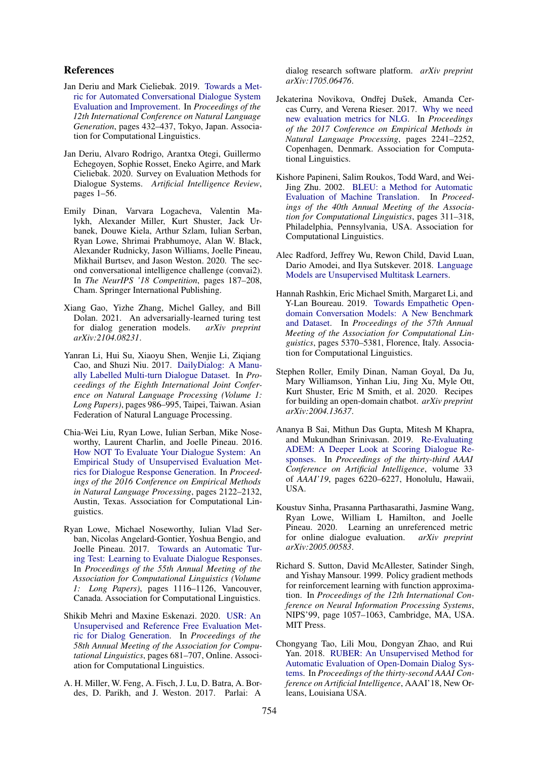## References

Jan Deriu and Mark Cieliebak. 2019. Towards a Metric for Automated Conversational Dialogue System Evaluation and Improvement. In *Proceedings of the 12th International Conference on Natural Language Generation*, pages 432–437, Tokyo, Japan. Association for Computational Linguistics.

Jan Deriu, Alvaro Rodrigo, Arantxa Otegi, Guillermo Echegoyen, Sophie Rosset, Eneko Agirre, and Mark Cieliebak. 2020. Survey on Evaluation Methods for Dialogue Systems. *Artificial Intelligence Review*, pages 1–56.

Emily Dinan, Varvara Logacheva, Valentin Malykh, Alexander Miller, Kurt Shuster, Jack Urbanek, Douwe Kiela, Arthur Szlam, Iulian Serban, Ryan Lowe, Shrimai Prabhumoye, Alan W. Black, Alexander Rudnicky, Jason Williams, Joelle Pineau, Mikhail Burtsev, and Jason Weston. 2020. The second conversational intelligence challenge (convai2). In *The NeurIPS '18 Competition*, pages 187–208, Cham. Springer International Publishing.

Xiang Gao, Yizhe Zhang, Michel Galley, and Bill Dolan. 2021. An adversarially-learned turing test for dialog generation models. *arXiv preprint arXiv:2104.08231*.

Yanran Li, Hui Su, Xiaoyu Shen, Wenjie Li, Ziqiang Cao, and Shuzi Niu. 2017. DailyDialog: A Manually Labelled Multi-turn Dialogue Dataset. In *Proceedings of the Eighth International Joint Conference on Natural Language Processing (Volume 1: Long Papers)*, pages 986–995, Taipei, Taiwan. Asian Federation of Natural Language Processing.

Chia-Wei Liu, Ryan Lowe, Iulian Serban, Mike Noseworthy, Laurent Charlin, and Joelle Pineau. 2016. How NOT To Evaluate Your Dialogue System: An Empirical Study of Unsupervised Evaluation Metrics for Dialogue Response Generation. In *Proceedings of the 2016 Conference on Empirical Methods in Natural Language Processing*, pages 2122–2132, Austin, Texas. Association for Computational Linguistics.

Ryan Lowe, Michael Noseworthy, Iulian Vlad Serban, Nicolas Angelard-Gontier, Yoshua Bengio, and Joelle Pineau. 2017. Towards an Automatic Turing Test: Learning to Evaluate Dialogue Responses. In *Proceedings of the 55th Annual Meeting of the Association for Computational Linguistics (Volume 1: Long Papers)*, pages 1116–1126, Vancouver, Canada. Association for Computational Linguistics.

Shikib Mehri and Maxine Eskenazi. 2020. USR: An Unsupervised and Reference Free Evaluation Metric for Dialog Generation. In *Proceedings of the 58th Annual Meeting of the Association for Computational Linguistics*, pages 681–707, Online. Association for Computational Linguistics.

A. H. Miller, W. Feng, A. Fisch, J. Lu, D. Batra, A. Bordes, D. Parikh, and J. Weston. 2017. Parlai: A dialog research software platform. *arXiv preprint arXiv:1705.06476*.

Jekaterina Novikova, Ondřej Dušek, Amanda Cercas Curry, and Verena Rieser. 2017. Why we need new evaluation metrics for NLG. In *Proceedings of the 2017 Conference on Empirical Methods in Natural Language Processing*, pages 2241–2252, Copenhagen, Denmark. Association for Computational Linguistics.

Kishore Papineni, Salim Roukos, Todd Ward, and Wei-Jing Zhu. 2002. BLEU: a Method for Automatic Evaluation of Machine Translation. In *Proceedings of the 40th Annual Meeting of the Association for Computational Linguistics*, pages 311–318, Philadelphia, Pennsylvania, USA. Association for Computational Linguistics.

Alec Radford, Jeffrey Wu, Rewon Child, David Luan, Dario Amodei, and Ilya Sutskever. 2018. Language Models are Unsupervised Multitask Learners.

Hannah Rashkin, Eric Michael Smith, Margaret Li, and Y-Lan Boureau. 2019. Towards Empathetic Open-domain Conversation Models: A New Benchmark and Dataset. In *Proceedings of the 57th Annual Meeting of the Association for Computational Linguistics*, pages 5370–5381, Florence, Italy. Association for Computational Linguistics.

Stephen Roller, Emily Dinan, Naman Goyal, Da Ju, Mary Williamson, Yinhan Liu, Jing Xu, Myle Ott, Kurt Shuster, Eric M Smith, et al. 2020. Recipes for building an open-domain chatbot. *arXiv preprint arXiv:2004.13637*.

Ananya B Sai, Mithun Das Gupta, Mitesh M Khapra, and Mukundhan Srinivasan. 2019. Re-Evaluating ADEM: A Deeper Look at Scoring Dialogue Responses. In *Proceedings of the thirty-third AAAI Conference on Artificial Intelligence*, volume 33 of *AAAI'19*, pages 6220–6227, Honolulu, Hawaii, USA.

Koustuv Sinha, Prasanna Parthasarathi, Jasmine Wang, Ryan Lowe, William L Hamilton, and Joelle Pineau. 2020. Learning an unreferenced metric for online dialogue evaluation. *arXiv preprint arXiv:2005.00583*.

Richard S. Sutton, David McAllester, Satinder Singh, and Yishay Mansour. 1999. Policy gradient methods for reinforcement learning with function approximation. In *Proceedings of the 12th International Conference on Neural Information Processing Systems*, NIPS'99, page 1057–1063, Cambridge, MA, USA. MIT Press.

Chongyang Tao, Lili Mou, Dongyan Zhao, and Rui Yan. 2018. RUBER: An Unsupervised Method for Automatic Evaluation of Open-Domain Dialog Systems. In *Proceedings of the thirty-second AAAI Conference on Artificial Intelligence*, AAAI'18, New Orleans, Louisiana USA.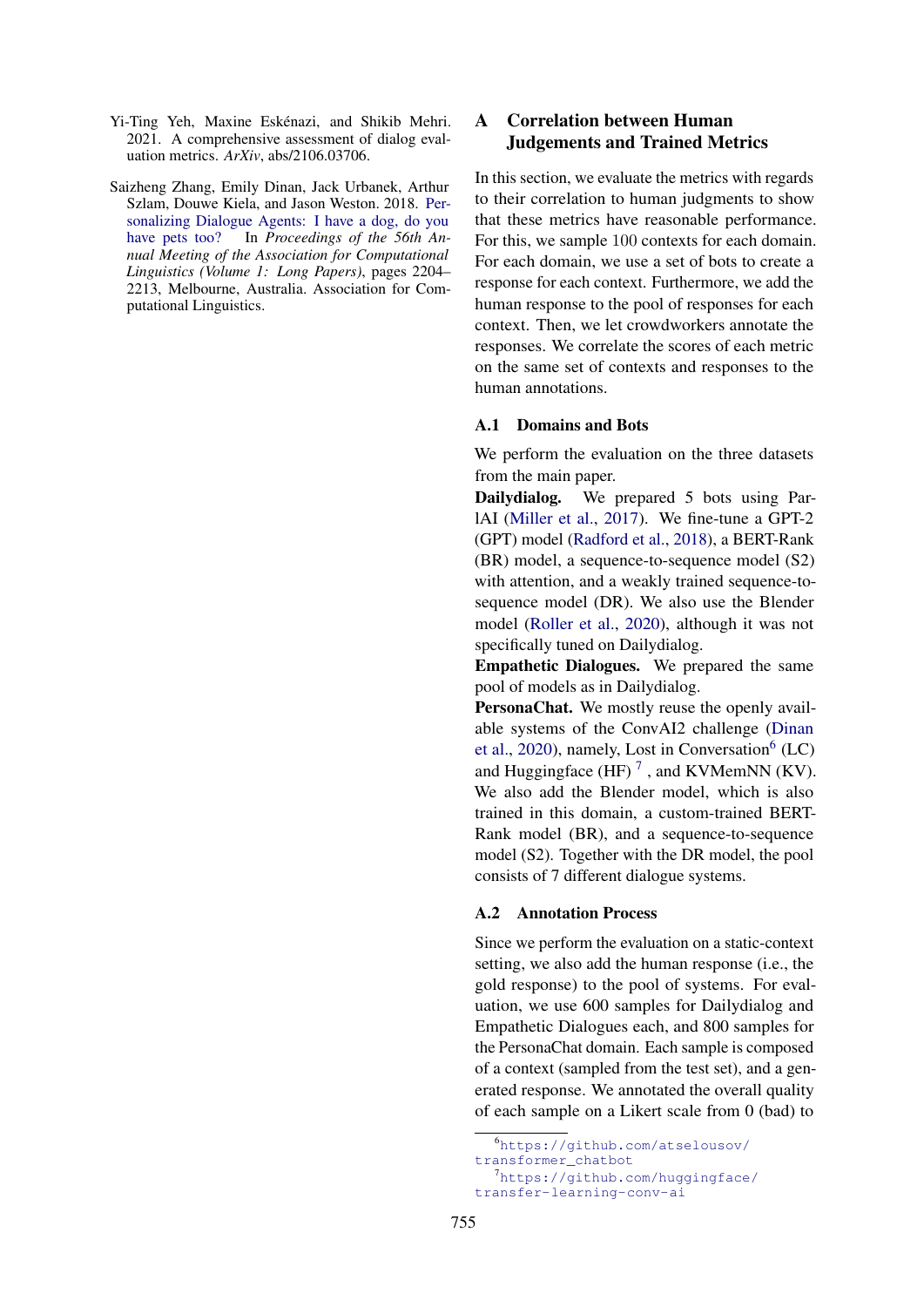Yi-Ting Yeh, Maxine Eskénazi, and Shikib Mehri. 2021. A comprehensive assessment of dialog evaluation metrics. *ArXiv*, abs/2106.03706.

Saizheng Zhang, Emily Dinan, Jack Urbanek, Arthur Szlam, Douwe Kiela, and Jason Weston. 2018. Personalizing Dialogue Agents: I have a dog, do you have pets too? In *Proceedings of the 56th Annual Meeting of the Association for Computational Linguistics (Volume 1: Long Papers)*, pages 2204–2213, Melbourne, Australia. Association for Computational Linguistics.

# A Correlation between Human Judgements and Trained Metrics

In this section, we evaluate the metrics with regards to their correlation to human judgments to show that these metrics have reasonable performance. For this, we sample 100 contexts for each domain. For each domain, we use a set of bots to create a response for each context. Furthermore, we add the human response to the pool of responses for each context. Then, we let crowdworkers annotate the responses. We correlate the scores of each metric on the same set of contexts and responses to the human annotations.

## A.1 Domains and Bots

We perform the evaluation on the three datasets from the main paper.

**Dailydialog.** We prepared 5 bots using ParlAI (Miller et al., 2017). We fine-tune a GPT-2 (GPT) model (Radford et al., 2018), a BERT-Rank (BR) model, a sequence-to-sequence model (S2) with attention, and a weakly trained sequence-to-sequence model (DR). We also use the Blender model (Roller et al., 2020), although it was not specifically tuned on Dailydialog.

**Empathetic Dialogues.** We prepared the same pool of models as in Dailydialog.

**PersonaChat.** We mostly reuse the openly available systems of the ConvAI2 challenge (Dinan et al., 2020), namely, Lost in Conversation[6] (LC) and Huggingface (HF) [7] , and KVMemNN (KV). We also add the Blender model, which is also trained in this domain, a custom-trained BERT-Rank model (BR), and a sequence-to-sequence model (S2). Together with the DR model, the pool consists of 7 different dialogue systems.

## A.2 Annotation Process

Since we perform the evaluation on a static-context setting, we also add the human response (i.e., the gold response) to the pool of systems. For evaluation, we use 600 samples for Dailydialog and Empathetic Dialogues each, and 800 samples for the PersonaChat domain. Each sample is composed of a context (sampled from the test set), and a generated response. We annotated the overall quality of each sample on a Likert scale from 0 (bad) to

[6] https://github.com/atselousov/transformer_chatbot

[7] https://github.com/huggingface/transfer-learning-conv-ai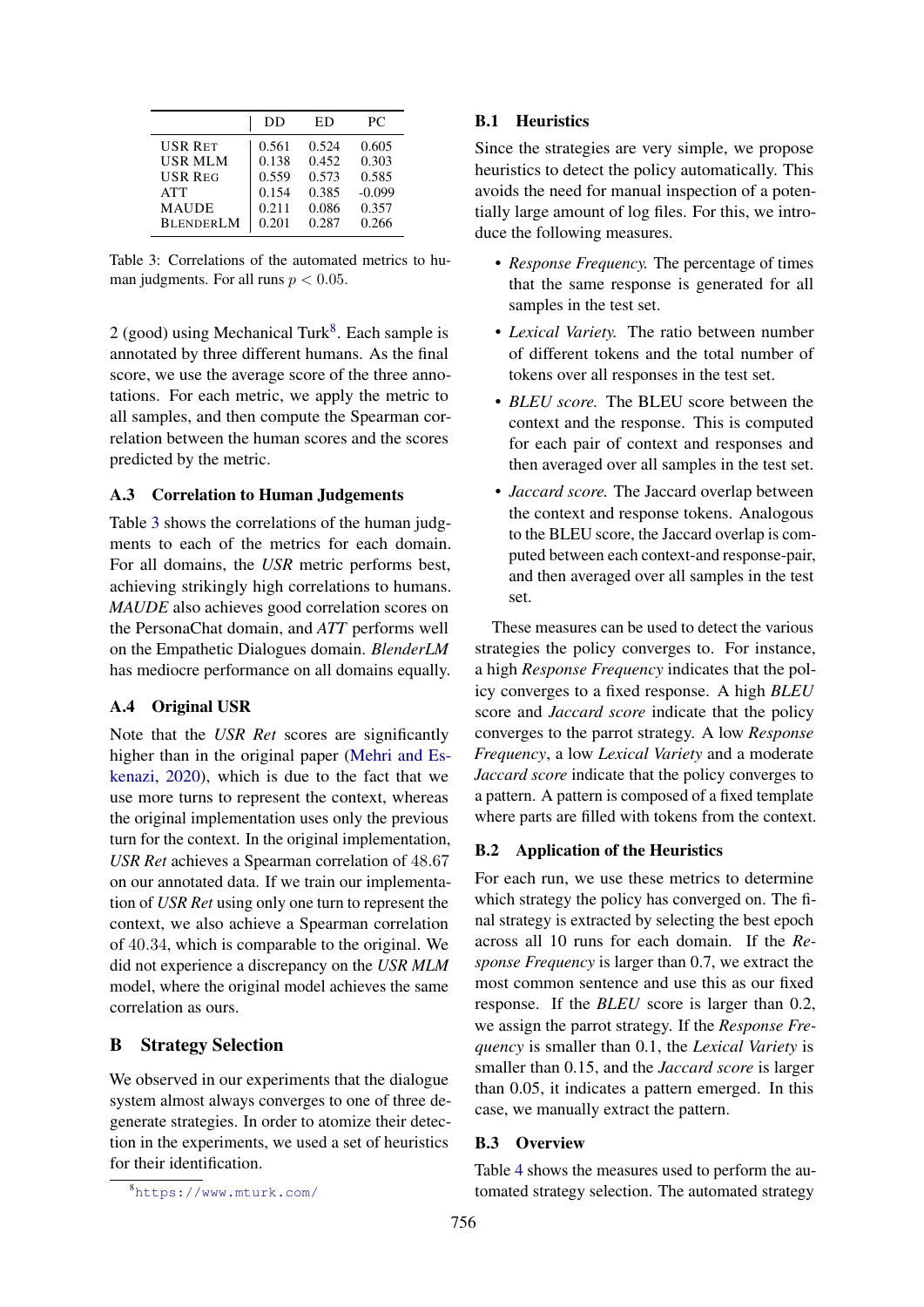|  | DD | ED | PC |
|---|---|---|---|
| USR RET | 0.561 | 0.524 | 0.605 |
| USR MLM | 0.138 | 0.452 | 0.303 |
| USR REG | 0.559 | 0.573 | 0.585 |
| ATT | 0.154 | 0.385 | -0.099 |
| MAUDE | 0.211 | 0.086 | 0.357 |
| BLENDERLM | 0.201 | 0.287 | 0.266 |

Table 3: Correlations of the automated metrics to human judgments. For all runs $p < 0.05$.

2 (good) using Mechanical Turk[8]. Each sample is annotated by three different humans. As the final score, we use the average score of the three annotations. For each metric, we apply the metric to all samples, and then compute the Spearman correlation between the human scores and the scores predicted by the metric.

### A.3 Correlation to Human Judgements

Table 3 shows the correlations of the human judgments to each of the metrics for each domain. For all domains, the *USR* metric performs best, achieving strikingly high correlations to humans. *MAUDE* also achieves good correlation scores on the PersonaChat domain, and *ATT* performs well on the Empathetic Dialogues domain. *BlenderLM* has mediocre performance on all domains equally.

### A.4 Original USR

Note that the *USR Ret* scores are significantly higher than in the original paper (Mehri and Eskenazi, 2020), which is due to the fact that we use more turns to represent the context, whereas the original implementation uses only the previous turn for the context. In the original implementation, *USR Ret* achieves a Spearman correlation of 48.67 on our annotated data. If we train our implementation of *USR Ret* using only one turn to represent the context, we also achieve a Spearman correlation of 40.34, which is comparable to the original. We did not experience a discrepancy on the *USR MLM* model, where the original model achieves the same correlation as ours.

## B Strategy Selection

We observed in our experiments that the dialogue system almost always converges to one of three degenerate strategies. In order to atomize their detection in the experiments, we used a set of heuristics for their identification.

[8] https://www.mturk.com/

### B.1 Heuristics

Since the strategies are very simple, we propose heuristics to detect the policy automatically. This avoids the need for manual inspection of a potentially large amount of log files. For this, we introduce the following measures.

- *Response Frequency.* The percentage of times that the same response is generated for all samples in the test set.
- *Lexical Variety.* The ratio between number of different tokens and the total number of tokens over all responses in the test set.
- *BLEU score.* The BLEU score between the context and the response. This is computed for each pair of context and responses and then averaged over all samples in the test set.
- *Jaccard score.* The Jaccard overlap between the context and response tokens. Analogous to the BLEU score, the Jaccard overlap is computed between each context-and response-pair, and then averaged over all samples in the test set.

These measures can be used to detect the various strategies the policy converges to. For instance, a high *Response Frequency* indicates that the policy converges to a fixed response. A high *BLEU* score and *Jaccard score* indicate that the policy converges to the parrot strategy. A low *Response Frequency*, a low *Lexical Variety* and a moderate *Jaccard score* indicate that the policy converges to a pattern. A pattern is composed of a fixed template where parts are filled with tokens from the context.

### B.2 Application of the Heuristics

For each run, we use these metrics to determine which strategy the policy has converged on. The final strategy is extracted by selecting the best epoch across all 10 runs for each domain. If the *Response Frequency* is larger than 0.7, we extract the most common sentence and use this as our fixed response. If the *BLEU* score is larger than 0.2, we assign the parrot strategy. If the *Response Frequency* is smaller than 0.1, the *Lexical Variety* is smaller than 0.15, and the *Jaccard score* is larger than 0.05, it indicates that a pattern emerged. In this case, we manually extract the pattern.

### B.3 Overview

Table 4 shows the measures used to perform the automated strategy selection. The automated strategy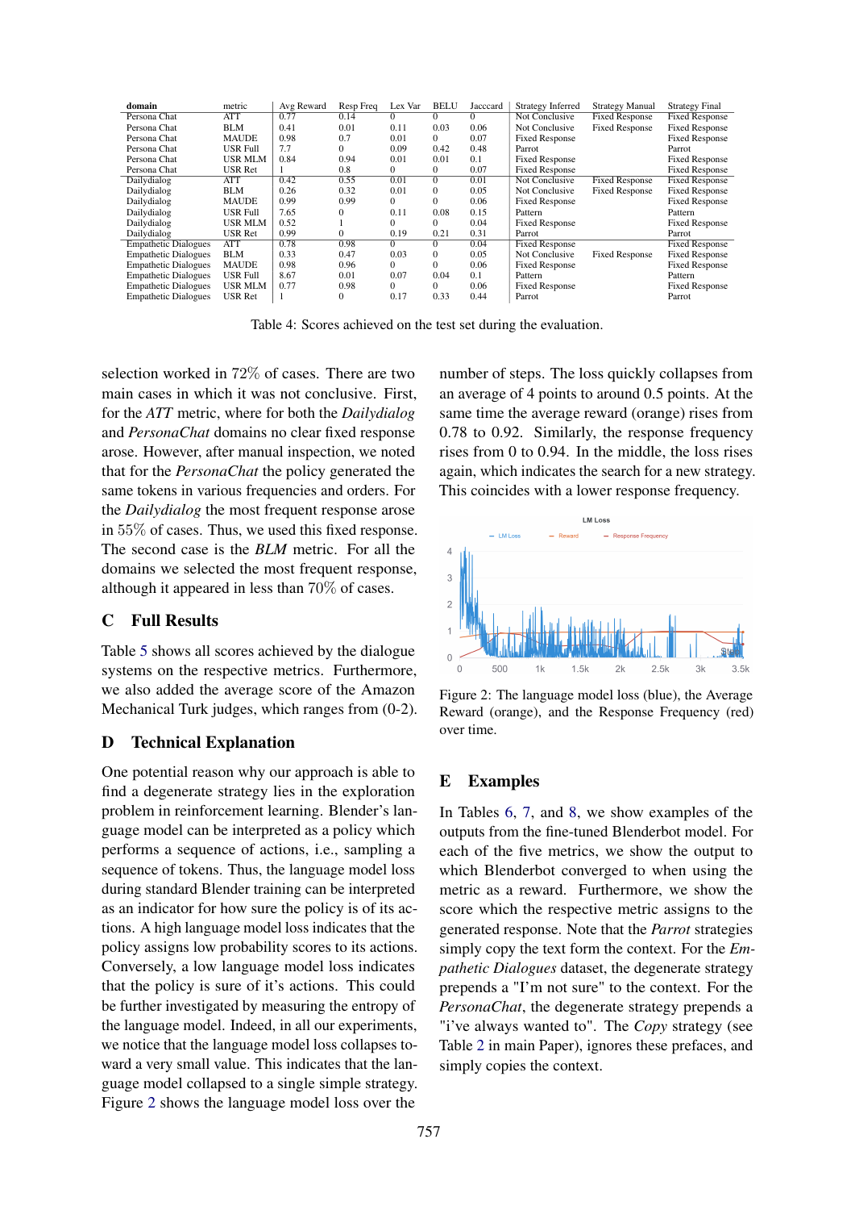| domain | metric | Avg Reward | Resp Freq | Lex Var | BELU | Jacccard | Strategy Inferred | Strategy Manual | Strategy Final |
|---|---|---|---|---|---|---|---|---|---|
| Persona Chat | ATT | 0.77 | 0.14 | 0 | 0 | 0 | Not Conclusive | Fixed Response | Fixed Response |
| Persona Chat | BLM | 0.41 | 0.01 | 0.11 | 0.03 | 0.06 | Not Conclusive | Fixed Response | Fixed Response |
| Persona Chat | MAUDE | 0.98 | 0.7 | 0.01 | 0 | 0.07 | Fixed Response | | Fixed Response |
| Persona Chat | USR Full | 7.7 | 0 | 0.09 | 0.42 | 0.48 | Parrot | | Parrot |
| Persona Chat | USR MLM | 0.84 | 0.94 | 0.01 | 0.01 | 0.1 | Fixed Response | | Fixed Response |
| Persona Chat | USR Ret | 1 | 0.8 | 0 | 0 | 0.07 | Fixed Response | | Fixed Response |
| Dailydialog | ATT | 0.42 | 0.55 | 0.01 | 0 | 0.01 | Not Conclusive | Fixed Response | Fixed Response |
| Dailydialog | BLM | 0.26 | 0.32 | 0.01 | 0 | 0.05 | Not Conclusive | Fixed Response | Fixed Response |
| Dailydialog | MAUDE | 0.99 | 0.99 | 0 | 0 | 0.06 | Fixed Response | | Fixed Response |
| Dailydialog | USR Full | 7.65 | 0 | 0.11 | 0.08 | 0.15 | Pattern | | Pattern |
| Dailydialog | USR MLM | 0.52 | 1 | 0 | 0 | 0.04 | Fixed Response | | Fixed Response |
| Dailydialog | USR Ret | 0.99 | 0 | 0.19 | 0.21 | 0.31 | Parrot | | Parrot |
| Empathetic Dialogues | ATT | 0.78 | 0.98 | 0 | 0 | 0.04 | Fixed Response | | Fixed Response |
| Empathetic Dialogues | BLM | 0.33 | 0.47 | 0.03 | 0 | 0.05 | Not Conclusive | Fixed Response | Fixed Response |
| Empathetic Dialogues | MAUDE | 0.98 | 0.96 | 0 | 0 | 0.06 | Fixed Response | | Fixed Response |
| Empathetic Dialogues | USR Full | 8.67 | 0.01 | 0.07 | 0.04 | 0.1 | Pattern | | Pattern |
| Empathetic Dialogues | USR MLM | 0.77 | 0.98 | 0 | 0 | 0.06 | Fixed Response | | Fixed Response |
| Empathetic Dialogues | USR Ret | 1 | 0 | 0.17 | 0.33 | 0.44 | Parrot | | Parrot |

Table 4: Scores achieved on the test set during the evaluation.

selection worked in 72% of cases. There are two main cases in which it was not conclusive. First, for the *ATT* metric, where for both the *Dailydialog* and *PersonaChat* domains no clear fixed response arose. However, after manual inspection, we noted that for the *PersonaChat* the policy generated the same tokens in various frequencies and orders. For the *Dailydialog* the most frequent response arose in 55% of cases. Thus, we used this fixed response. The second case is the *BLM* metric. For all the domains we selected the most frequent response, although it appeared in less than 70% of cases.

## C Full Results

Table 5 shows all scores achieved by the dialogue systems on the respective metrics. Furthermore, we also added the average score of the Amazon Mechanical Turk judges, which ranges from (0-2).

## D Technical Explanation

One potential reason why our approach is able to find a degenerate strategy lies in the exploration problem in reinforcement learning. Blender's language model can be interpreted as a policy which performs a sequence of actions, i.e., sampling a sequence of tokens. Thus, the language model loss during standard Blender training can be interpreted as an indicator for how sure the policy is of its actions. A high language model loss indicates that the policy assigns low probability scores to its actions. Conversely, a low language model loss indicates that the policy is sure of it's actions. This could be further investigated by measuring the entropy of the language model. Indeed, in all our experiments, we notice that the language model loss collapses toward a very small value. This indicates that the language model collapsed to a single simple strategy. Figure 2 shows the language model loss over the number of steps. The loss quickly collapses from an average of 4 points to around 0.5 points. At the same time the average reward (orange) rises from 0.78 to 0.92. Similarly, the response frequency rises from 0 to 0.94. In the middle, the loss rises again, which indicates the search for a new strategy. This coincides with a lower response frequency.

Figure 2: The language model loss (blue), the Average Reward (orange), and the Response Frequency (red) over time.

## E Examples

In Tables 6, 7, and 8, we show examples of the outputs from the fine-tuned Blenderbot model. For each of the five metrics, we show the output to which Blenderbot converged to when using the metric as a reward. Furthermore, we show the score which the respective metric assigns to the generated response. Note that the *Parrot* strategies simply copy the text form the context. For the *Empathetic Dialogues* dataset, the degenerate strategy prepends a "I'm not sure" to the context. For the *PersonaChat*, the degenerate strategy prepends a "i've always wanted to". The *Copy* strategy (see Table 2 in main Paper), ignores these prefaces, and simply copies the context.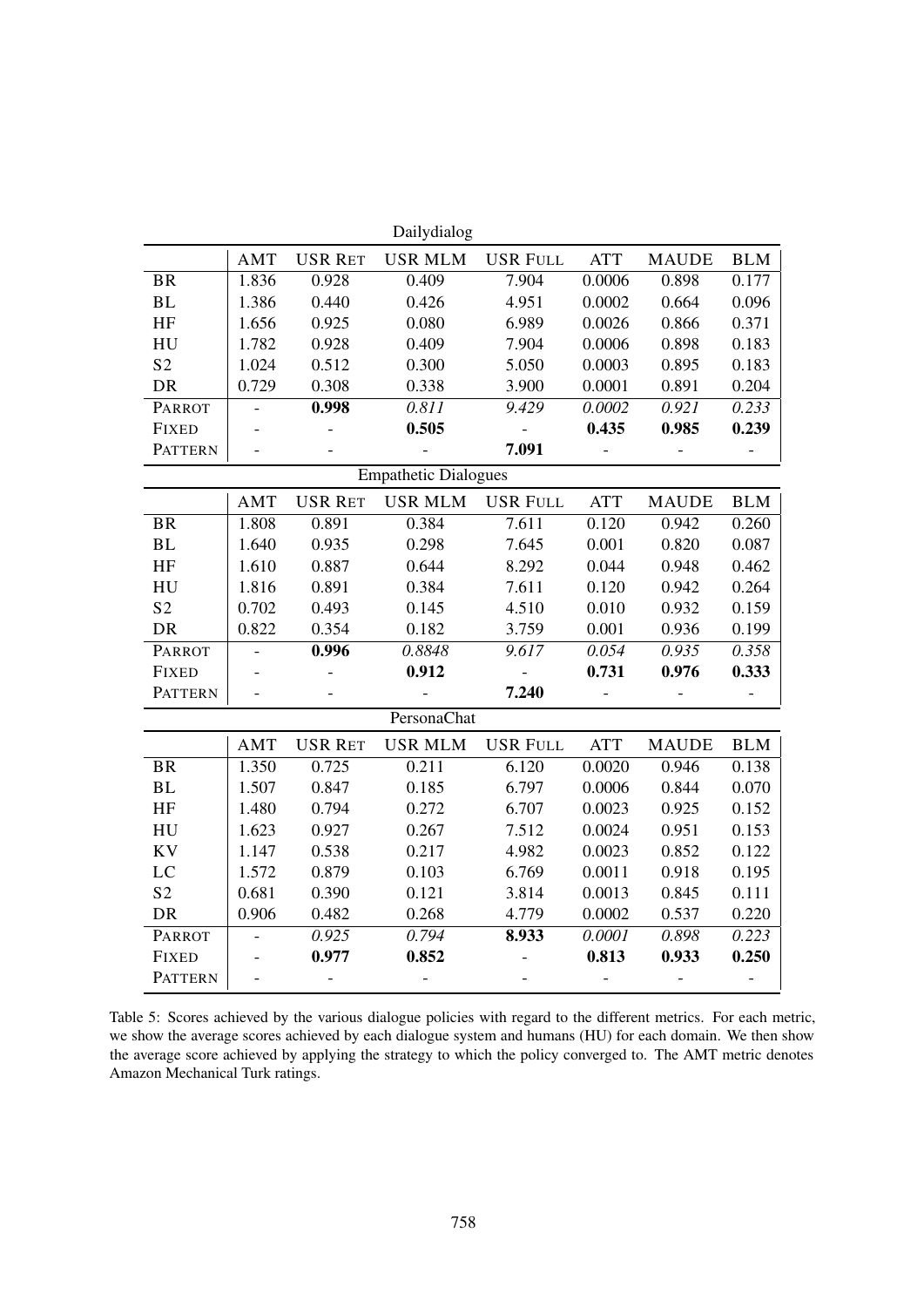| Dailydialog | | | | | | | |
|---|---|---|---|---|---|---|---|
| | AMT | USR RET | USR MLM | USR FULL | ATT | MAUDE | BLM |
| BR | 1.836 | 0.928 | 0.409 | 7.904 | 0.0006 | 0.898 | 0.177 |
| BL | 1.386 | 0.440 | 0.426 | 4.951 | 0.0002 | 0.664 | 0.096 |
| HF | 1.656 | 0.925 | 0.080 | 6.989 | 0.0026 | 0.866 | 0.371 |
| HU | 1.782 | 0.928 | 0.409 | 7.904 | 0.0006 | 0.898 | 0.183 |
| S2 | 1.024 | 0.512 | 0.300 | 5.050 | 0.0003 | 0.895 | 0.183 |
| DR | 0.729 | 0.308 | 0.338 | 3.900 | 0.0001 | 0.891 | 0.204 |
| PARROT | - | **0.998** | *0.811* | *9.429* | *0.0002* | *0.921* | *0.233* |
| FIXED | - | - | **0.505** | - | **0.435** | **0.985** | **0.239** |
| PATTERN | - | - | - | **7.091** | - | - | - |

| Empathetic Dialogues | | | | | | | |
|---|---|---|---|---|---|---|---|
| | AMT | USR RET | USR MLM | USR FULL | ATT | MAUDE | BLM |
| BR | 1.808 | 0.891 | 0.384 | 7.611 | 0.120 | 0.942 | 0.260 |
| BL | 1.640 | 0.935 | 0.298 | 7.645 | 0.001 | 0.820 | 0.087 |
| HF | 1.610 | 0.887 | 0.644 | 8.292 | 0.044 | 0.948 | 0.462 |
| HU | 1.816 | 0.891 | 0.384 | 7.611 | 0.120 | 0.942 | 0.264 |
| S2 | 0.702 | 0.493 | 0.145 | 4.510 | 0.010 | 0.932 | 0.159 |
| DR | 0.822 | 0.354 | 0.182 | 3.759 | 0.001 | 0.936 | 0.199 |
| PARROT | - | **0.996** | *0.8848* | *9.617* | *0.054* | *0.935* | *0.358* |
| FIXED | - | - | **0.912** | - | **0.731** | **0.976** | **0.333** |
| PATTERN | - | - | - | **7.240** | - | - | - |

| PersonaChat | | | | | | | |
|---|---|---|---|---|---|---|---|
| | AMT | USR RET | USR MLM | USR FULL | ATT | MAUDE | BLM |
| BR | 1.350 | 0.725 | 0.211 | 6.120 | 0.0020 | 0.946 | 0.138 |
| BL | 1.507 | 0.847 | 0.185 | 6.797 | 0.0006 | 0.844 | 0.070 |
| HF | 1.480 | 0.794 | 0.272 | 6.707 | 0.0023 | 0.925 | 0.152 |
| HU | 1.623 | 0.927 | 0.267 | 7.512 | 0.0024 | 0.951 | 0.153 |
| KV | 1.147 | 0.538 | 0.217 | 4.982 | 0.0023 | 0.852 | 0.122 |
| LC | 1.572 | 0.879 | 0.103 | 6.769 | 0.0011 | 0.918 | 0.195 |
| S2 | 0.681 | 0.390 | 0.121 | 3.814 | 0.0013 | 0.845 | 0.111 |
| DR | 0.906 | 0.482 | 0.268 | 4.779 | 0.0002 | 0.537 | 0.220 |
| PARROT | - | *0.925* | *0.794* | **8.933** | *0.0001* | *0.898* | *0.223* |
| FIXED | - | **0.977** | **0.852** | - | **0.813** | **0.933** | **0.250** |
| PATTERN | - | - | - | - | - | - | - |

Table 5: Scores achieved by the various dialogue policies with regard to the different metrics. For each metric, we show the average scores achieved by each dialogue system and humans (HU) for each domain. We then show the average score achieved by applying the strategy to which the policy converged to. The AMT metric denotes Amazon Mechanical Turk ratings.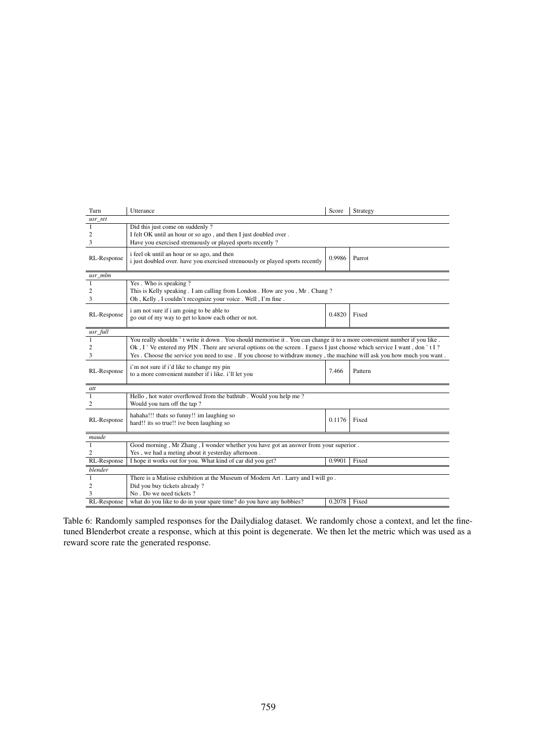| Turn | Utterance | Score | Strategy |
|---|---|---|---|
| *usr_ret* | | | |
| 1 | Did this just come on suddenly ? | | |
| 2 | I felt OK until an hour or so ago , and then I just doubled over . | | |
| 3 | Have you exercised strenuously or played sports recently ? | | |
| RL-Response | i feel ok until an hour or so ago, and then i just doubled over. have you exercised strenuously or played sports recently | 0.9986 | Parrot |
| *usr_mlm* | | | |
| 1 | Yes . Who is speaking ? | | |
| 2 | This is Kelly speaking . I am calling from London . How are you , Mr . Chang ? | | |
| 3 | Oh , Kelly , I couldn't recognize your voice . Well , I'm fine . | | |
| RL-Response | i am not sure if i am going to be able to go out of my way to get to know each other or not. | 0.4820 | Fixed |
| *usr_full* | | | |
| 1 | You really shouldn ' t write it down . You should memorise it . You can change it to a more convenient number if you like . | | |
| 2 | Ok , I ' Ve entered my PIN . There are several options on the screen . I guess I just choose which service I want , don ' t I ? | | |
| 3 | Yes . Choose the service you need to use . If you choose to withdraw money , the machine will ask you how much you want . | | |
| RL-Response | i'm not sure if i'd like to change my pin to a more convenient number if i like. i'll let you | 7.466 | Pattern |
| *att* | | | |
| 1 | Hello , hot water overflowed from the bathtub . Would you help me ? | | |
| 2 | Would you turn off the tap ? | | |
| RL-Response | hahaha!!! thats so funny!! im laughing so hard!! its so true!! ive been laughing so | 0.1176 | Fixed |
| *maude* | | | |
| 1 | Good morning , Mr Zhang , I wonder whether you have got an answer from your superior . | | |
| 2 | Yes , we had a meting about it yesterday afternoon . | | |
| RL-Response | I hope it works out for you. What kind of car did you get? | 0.9901 | Fixed |
| *blender* | | | |
| 1 | There is a Matisse exhibition at the Museum of Modern Art . Larry and I will go . | | |
| 2 | Did you buy tickets already ? | | |
| 3 | No . Do we need tickets ? | | |
| RL-Response | what do you like to do in your spare time? do you have any hobbies? | 0.2078 | Fixed |

Table 6: Randomly sampled responses for the Dailydialog dataset. We randomly chose a context, and let the fine-tuned Blenderbot create a response, which at this point is degenerate. We then let the metric which was used as a reward score rate the generated response.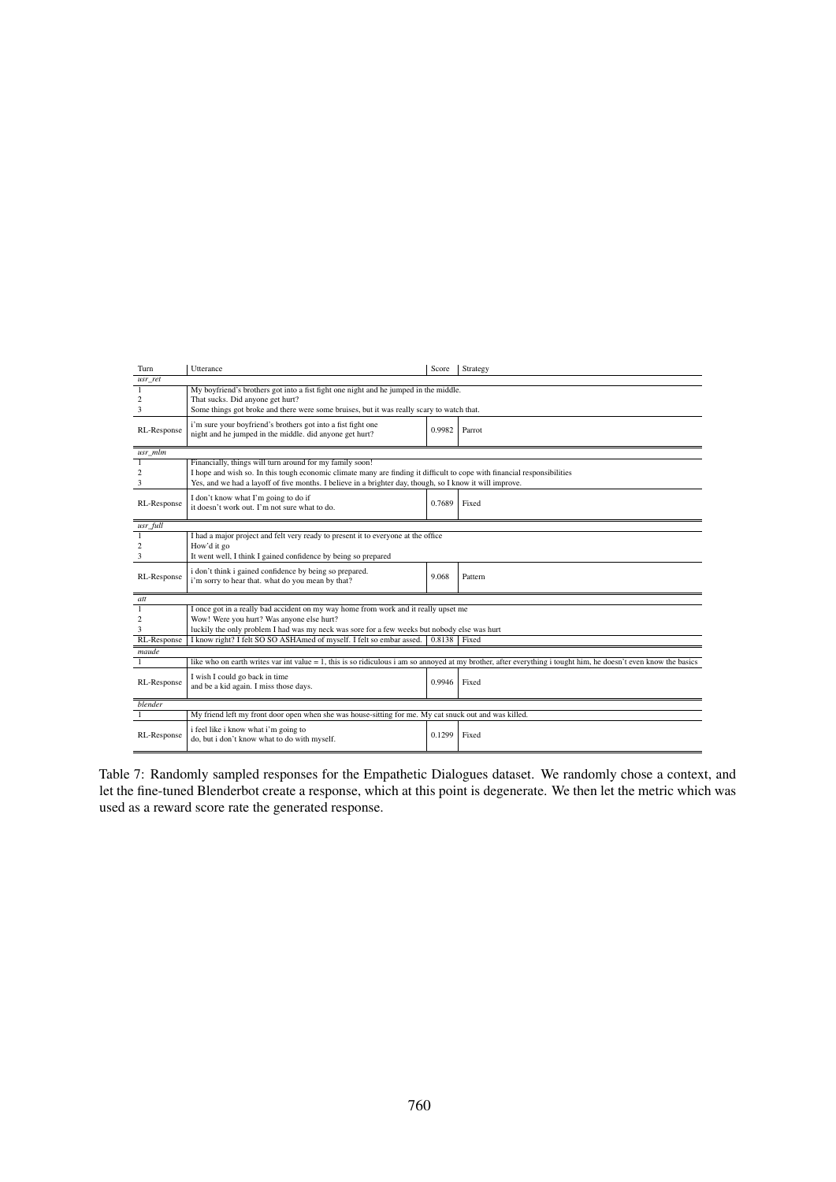| Turn | Utterance | Score | Strategy |
|---|---|---|---|
| *usr_ret* | | | |
| 1 | My boyfriend's brothers got into a fist fight one night and he jumped in the middle. | | |
| 2 | That sucks. Did anyone get hurt? | | |
| 3 | Some things got broke and there were some bruises, but it was really scary to watch that. | | |
| RL-Response | i'm sure your boyfriend's brothers got into a fist fight one night and he jumped in the middle. did anyone get hurt? | 0.9982 | Parrot |
| *usr_mlm* | | | |
| 1 | Financially, things will turn around for my family soon! | | |
| 2 | I hope and wish so. In this tough economic climate many are finding it difficult to cope with financial responsibilities | | |
| 3 | Yes, and we had a layoff of five months. I believe in a brighter day, though, so I know it will improve. | | |
| RL-Response | I don't know what I'm going to do if it doesn't work out. I'm not sure what to do. | 0.7689 | Fixed |
| *usr_full* | | | |
| 1 | I had a major project and felt very ready to present it to everyone at the office | | |
| 2 | How'd it go | | |
| 3 | It went well, I think I gained confidence by being so prepared | | |
| RL-Response | i don't think i gained confidence by being so prepared. i'm sorry to hear that. what do you mean by that? | 9.068 | Pattern |
| *att* | | | |
| 1 | I once got in a really bad accident on my way home from work and it really upset me | | |
| 2 | Wow! Were you hurt? Was anyone else hurt? | | |
| 3 | luckily the only problem I had was my neck was sore for a few weeks but nobody else was hurt | | |
| RL-Response | I know right? I felt SO SO ASHAmed of myself. I felt so embar assed. | 0.8138 | Fixed |
| *maude* | | | |
| 1 | like who on earth writes var int value = 1, this is so ridiculous i am so annoyed at my brother, after everything i tought him, he doesn't even know the basics | | |
| RL-Response | I wish I could go back in time and be a kid again. I miss those days. | 0.9946 | Fixed |
| *blender* | | | |
| 1 | My friend left my front door open when she was house-sitting for me. My cat snuck out and was killed. | | |
| RL-Response | i feel like i know what i'm going to do, but i don't know what to do with myself. | 0.1299 | Fixed |

Table 7: Randomly sampled responses for the Empathetic Dialogues dataset. We randomly chose a context, and let the fine-tuned Blenderbot create a response, which at this point is degenerate. We then let the metric which was used as a reward score rate the generated response.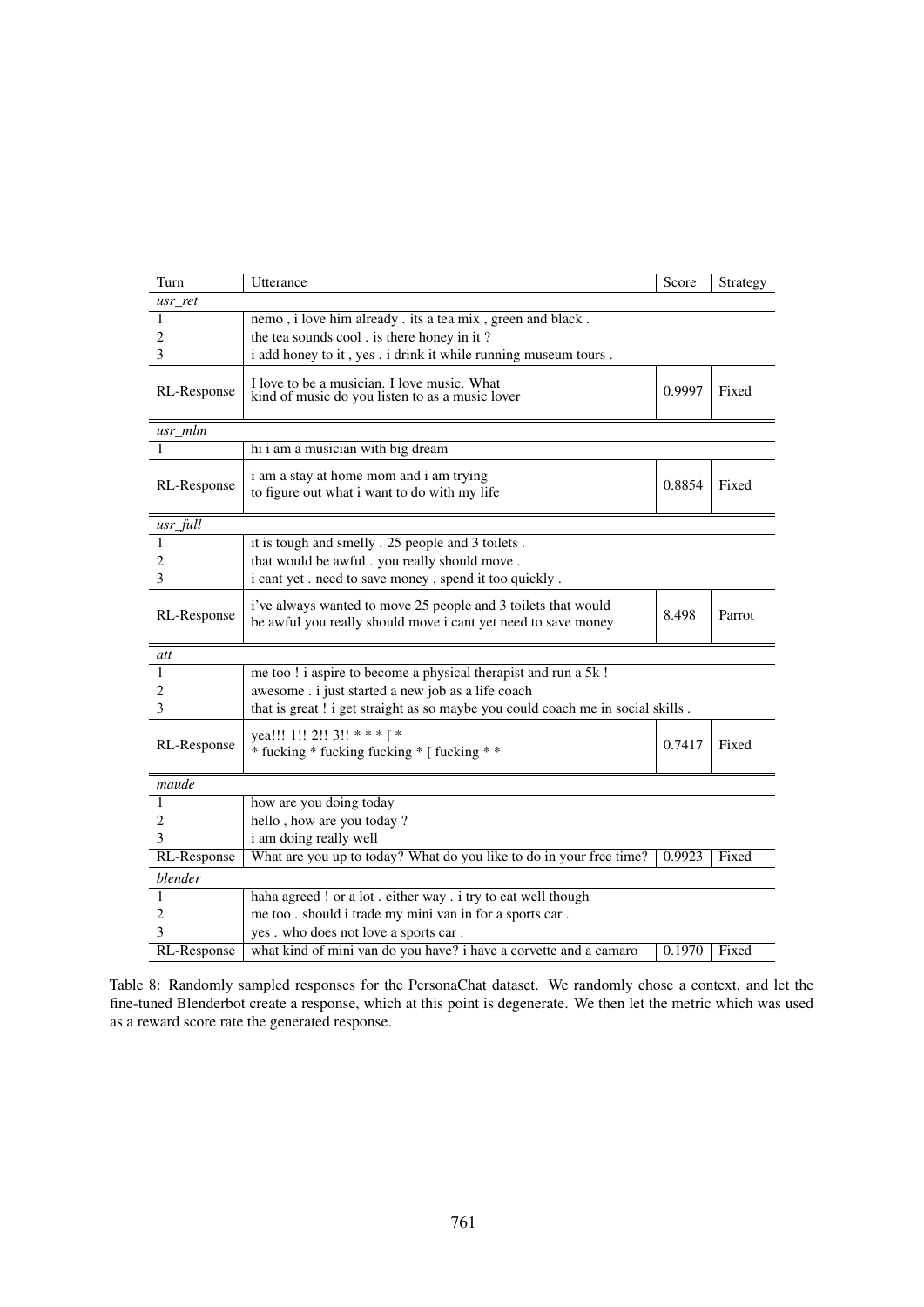| Turn | Utterance | Score | Strategy |
|---|---|---|---|
| *usr_ret* | | | |
| 1 | nemo , i love him already . its a tea mix , green and black . | | |
| 2 | the tea sounds cool . is there honey in it ? | | |
| 3 | i add honey to it , yes . i drink it while running museum tours . | | |
| RL-Response | I love to be a musician. I love music. What kind of music do you listen to as a music lover | 0.9997 | Fixed |
| *usr_mlm* | | | |
| 1 | hi i am a musician with big dream | | |
| RL-Response | i am a stay at home mom and i am trying to figure out what i want to do with my life | 0.8854 | Fixed |
| *usr_full* | | | |
| 1 | it is tough and smelly . 25 people and 3 toilets . | | |
| 2 | that would be awful . you really should move . | | |
| 3 | i cant yet . need to save money , spend it too quickly . | | |
| RL-Response | i've always wanted to move 25 people and 3 toilets that would be awful you really should move i cant yet need to save money | 8.498 | Parrot |
| *att* | | | |
| 1 | me too ! i aspire to become a physical therapist and run a 5k ! | | |
| 2 | awesome . i just started a new job as a life coach | | |
| 3 | that is great ! i get straight as so maybe you could coach me in social skills . | | |
| RL-Response | yea!!! 1!! 2!! 3!! * * * [ * * fucking * fucking fucking * [ fucking * * | 0.7417 | Fixed |
| *maude* | | | |
| 1 | how are you doing today | | |
| 2 | hello , how are you today ? | | |
| 3 | i am doing really well | | |
| RL-Response | What are you up to today? What do you like to do in your free time? | 0.9923 | Fixed |
| *blender* | | | |
| 1 | haha agreed ! or a lot . either way . i try to eat well though | | |
| 2 | me too . should i trade my mini van in for a sports car . | | |
| 3 | yes . who does not love a sports car . | | |
| RL-Response | what kind of mini van do you have? i have a corvette and a camaro | 0.1970 | Fixed |

Table 8: Randomly sampled responses for the PersonaChat dataset. We randomly chose a context, and let the fine-tuned Blenderbot create a response, which at this point is degenerate. We then let the metric which was used as a reward score rate the generated response.